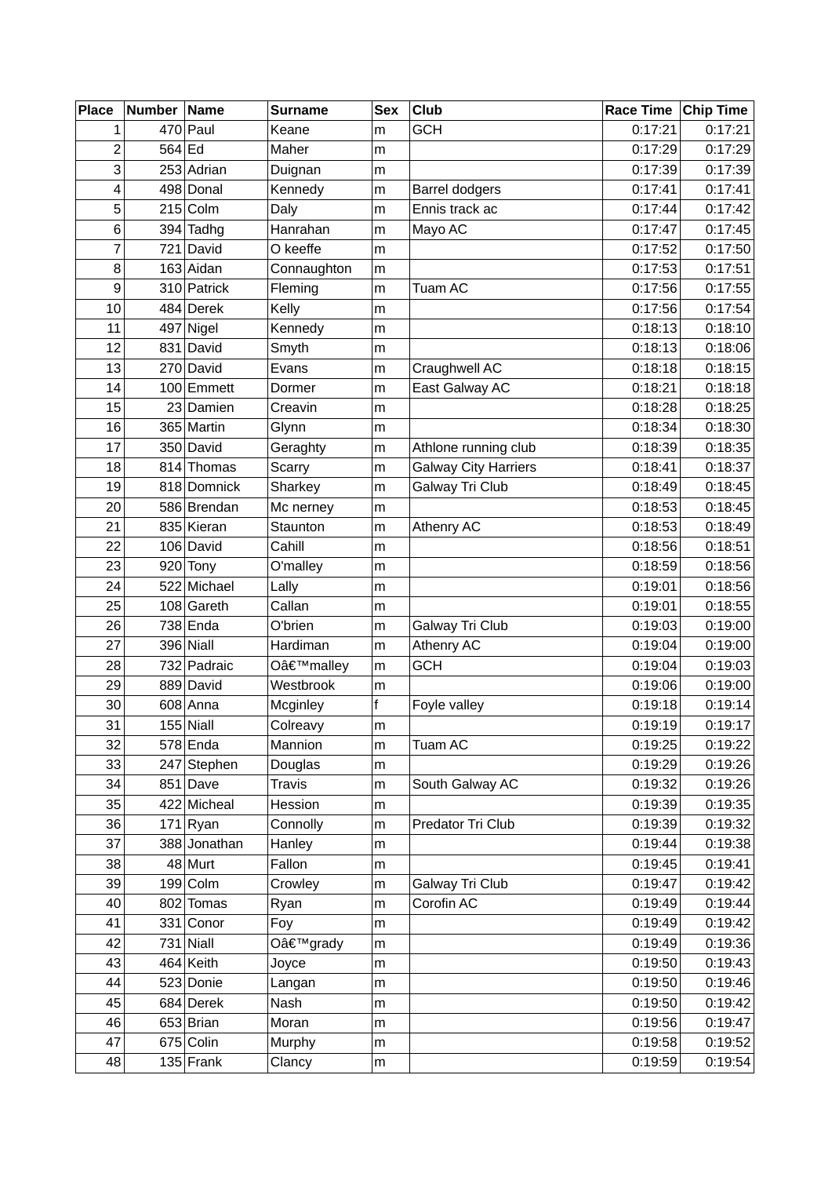| Place | Number | Name | Surname | Sex | Club | Race Time | Chip Time |
|---|---|---|---|---|---|---|---|
| 1 | 470 | Paul | Keane | m | GCH | 0:17:21 | 0:17:21 |
| 2 | 564 | Ed | Maher | m | | 0:17:29 | 0:17:29 |
| 3 | 253 | Adrian | Duignan | m | | 0:17:39 | 0:17:39 |
| 4 | 498 | Donal | Kennedy | m | Barrel dodgers | 0:17:41 | 0:17:41 |
| 5 | 215 | Colm | Daly | m | Ennis track ac | 0:17:44 | 0:17:42 |
| 6 | 394 | Tadhg | Hanrahan | m | Mayo AC | 0:17:47 | 0:17:45 |
| 7 | 721 | David | O keeffe | m | | 0:17:52 | 0:17:50 |
| 8 | 163 | Aidan | Connaughton | m | | 0:17:53 | 0:17:51 |
| 9 | 310 | Patrick | Fleming | m | Tuam AC | 0:17:56 | 0:17:55 |
| 10 | 484 | Derek | Kelly | m | | 0:17:56 | 0:17:54 |
| 11 | 497 | Nigel | Kennedy | m | | 0:18:13 | 0:18:10 |
| 12 | 831 | David | Smyth | m | | 0:18:13 | 0:18:06 |
| 13 | 270 | David | Evans | m | Craughwell AC | 0:18:18 | 0:18:15 |
| 14 | 100 | Emmett | Dormer | m | East Galway AC | 0:18:21 | 0:18:18 |
| 15 | 23 | Damien | Creavin | m | | 0:18:28 | 0:18:25 |
| 16 | 365 | Martin | Glynn | m | | 0:18:34 | 0:18:30 |
| 17 | 350 | David | Geraghty | m | Athlone running club | 0:18:39 | 0:18:35 |
| 18 | 814 | Thomas | Scarry | m | Galway City Harriers | 0:18:41 | 0:18:37 |
| 19 | 818 | Domnick | Sharkey | m | Galway Tri Club | 0:18:49 | 0:18:45 |
| 20 | 586 | Brendan | Mc nerney | m | | 0:18:53 | 0:18:45 |
| 21 | 835 | Kieran | Staunton | m | Athenry AC | 0:18:53 | 0:18:49 |
| 22 | 106 | David | Cahill | m | | 0:18:56 | 0:18:51 |
| 23 | 920 | Tony | O'malley | m | | 0:18:59 | 0:18:56 |
| 24 | 522 | Michael | Lally | m | | 0:19:01 | 0:18:56 |
| 25 | 108 | Gareth | Callan | m | | 0:19:01 | 0:18:55 |
| 26 | 738 | Enda | O'brien | m | Galway Tri Club | 0:19:03 | 0:19:00 |
| 27 | 396 | Niall | Hardiman | m | Athenry AC | 0:19:04 | 0:19:00 |
| 28 | 732 | Padraic | Oâ€™malley | m | GCH | 0:19:04 | 0:19:03 |
| 29 | 889 | David | Westbrook | m | | 0:19:06 | 0:19:00 |
| 30 | 608 | Anna | Mcginley | f | Foyle valley | 0:19:18 | 0:19:14 |
| 31 | 155 | Niall | Colreavy | m | | 0:19:19 | 0:19:17 |
| 32 | 578 | Enda | Mannion | m | Tuam AC | 0:19:25 | 0:19:22 |
| 33 | 247 | Stephen | Douglas | m | | 0:19:29 | 0:19:26 |
| 34 | 851 | Dave | Travis | m | South Galway AC | 0:19:32 | 0:19:26 |
| 35 | 422 | Micheal | Hession | m | | 0:19:39 | 0:19:35 |
| 36 | 171 | Ryan | Connolly | m | Predator Tri Club | 0:19:39 | 0:19:32 |
| 37 | 388 | Jonathan | Hanley | m | | 0:19:44 | 0:19:38 |
| 38 | 48 | Murt | Fallon | m | | 0:19:45 | 0:19:41 |
| 39 | 199 | Colm | Crowley | m | Galway Tri Club | 0:19:47 | 0:19:42 |
| 40 | 802 | Tomas | Ryan | m | Corofin AC | 0:19:49 | 0:19:44 |
| 41 | 331 | Conor | Foy | m | | 0:19:49 | 0:19:42 |
| 42 | 731 | Niall | Oâ€™grady | m | | 0:19:49 | 0:19:36 |
| 43 | 464 | Keith | Joyce | m | | 0:19:50 | 0:19:43 |
| 44 | 523 | Donie | Langan | m | | 0:19:50 | 0:19:46 |
| 45 | 684 | Derek | Nash | m | | 0:19:50 | 0:19:42 |
| 46 | 653 | Brian | Moran | m | | 0:19:56 | 0:19:47 |
| 47 | 675 | Colin | Murphy | m | | 0:19:58 | 0:19:52 |
| 48 | 135 | Frank | Clancy | m | | 0:19:59 | 0:19:54 |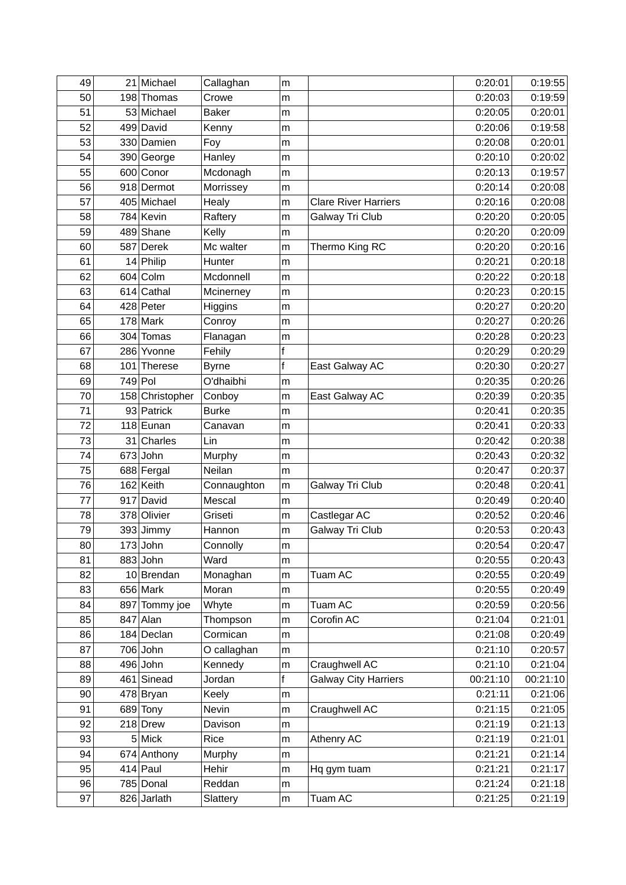| 49 | 21 | Michael | Callaghan | m | | 0:20:01 | 0:19:55 |
|---|---|---|---|---|---|---|---|
| 50 | 198 | Thomas | Crowe | m | | 0:20:03 | 0:19:59 |
| 51 | 53 | Michael | Baker | m | | 0:20:05 | 0:20:01 |
| 52 | 499 | David | Kenny | m | | 0:20:06 | 0:19:58 |
| 53 | 330 | Damien | Foy | m | | 0:20:08 | 0:20:01 |
| 54 | 390 | George | Hanley | m | | 0:20:10 | 0:20:02 |
| 55 | 600 | Conor | Mcdonagh | m | | 0:20:13 | 0:19:57 |
| 56 | 918 | Dermot | Morrissey | m | | 0:20:14 | 0:20:08 |
| 57 | 405 | Michael | Healy | m | Clare River Harriers | 0:20:16 | 0:20:08 |
| 58 | 784 | Kevin | Raftery | m | Galway Tri Club | 0:20:20 | 0:20:05 |
| 59 | 489 | Shane | Kelly | m | | 0:20:20 | 0:20:09 |
| 60 | 587 | Derek | Mc walter | m | Thermo King RC | 0:20:20 | 0:20:16 |
| 61 | 14 | Philip | Hunter | m | | 0:20:21 | 0:20:18 |
| 62 | 604 | Colm | Mcdonnell | m | | 0:20:22 | 0:20:18 |
| 63 | 614 | Cathal | Mcinerney | m | | 0:20:23 | 0:20:15 |
| 64 | 428 | Peter | Higgins | m | | 0:20:27 | 0:20:20 |
| 65 | 178 | Mark | Conroy | m | | 0:20:27 | 0:20:26 |
| 66 | 304 | Tomas | Flanagan | m | | 0:20:28 | 0:20:23 |
| 67 | 286 | Yvonne | Fehily | f | | 0:20:29 | 0:20:29 |
| 68 | 101 | Therese | Byrne | f | East Galway AC | 0:20:30 | 0:20:27 |
| 69 | 749 | Pol | O'dhaibhi | m | | 0:20:35 | 0:20:26 |
| 70 | 158 | Christopher | Conboy | m | East Galway AC | 0:20:39 | 0:20:35 |
| 71 | 93 | Patrick | Burke | m | | 0:20:41 | 0:20:35 |
| 72 | 118 | Eunan | Canavan | m | | 0:20:41 | 0:20:33 |
| 73 | 31 | Charles | Lin | m | | 0:20:42 | 0:20:38 |
| 74 | 673 | John | Murphy | m | | 0:20:43 | 0:20:32 |
| 75 | 688 | Fergal | Neilan | m | | 0:20:47 | 0:20:37 |
| 76 | 162 | Keith | Connaughton | m | Galway Tri Club | 0:20:48 | 0:20:41 |
| 77 | 917 | David | Mescal | m | | 0:20:49 | 0:20:40 |
| 78 | 378 | Olivier | Griseti | m | Castlegar AC | 0:20:52 | 0:20:46 |
| 79 | 393 | Jimmy | Hannon | m | Galway Tri Club | 0:20:53 | 0:20:43 |
| 80 | 173 | John | Connolly | m | | 0:20:54 | 0:20:47 |
| 81 | 883 | John | Ward | m | | 0:20:55 | 0:20:43 |
| 82 | 10 | Brendan | Monaghan | m | Tuam AC | 0:20:55 | 0:20:49 |
| 83 | 656 | Mark | Moran | m | | 0:20:55 | 0:20:49 |
| 84 | 897 | Tommy joe | Whyte | m | Tuam AC | 0:20:59 | 0:20:56 |
| 85 | 847 | Alan | Thompson | m | Corofin AC | 0:21:04 | 0:21:01 |
| 86 | 184 | Declan | Cormican | m | | 0:21:08 | 0:20:49 |
| 87 | 706 | John | O callaghan | m | | 0:21:10 | 0:20:57 |
| 88 | 496 | John | Kennedy | m | Craughwell AC | 0:21:10 | 0:21:04 |
| 89 | 461 | Sinead | Jordan | f | Galway City Harriers | 00:21:10 | 00:21:10 |
| 90 | 478 | Bryan | Keely | m | | 0:21:11 | 0:21:06 |
| 91 | 689 | Tony | Nevin | m | Craughwell AC | 0:21:15 | 0:21:05 |
| 92 | 218 | Drew | Davison | m | | 0:21:19 | 0:21:13 |
| 93 | 5 | Mick | Rice | m | Athenry AC | 0:21:19 | 0:21:01 |
| 94 | 674 | Anthony | Murphy | m | | 0:21:21 | 0:21:14 |
| 95 | 414 | Paul | Hehir | m | Hq gym tuam | 0:21:21 | 0:21:17 |
| 96 | 785 | Donal | Reddan | m | | 0:21:24 | 0:21:18 |
| 97 | 826 | Jarlath | Slattery | m | Tuam AC | 0:21:25 | 0:21:19 |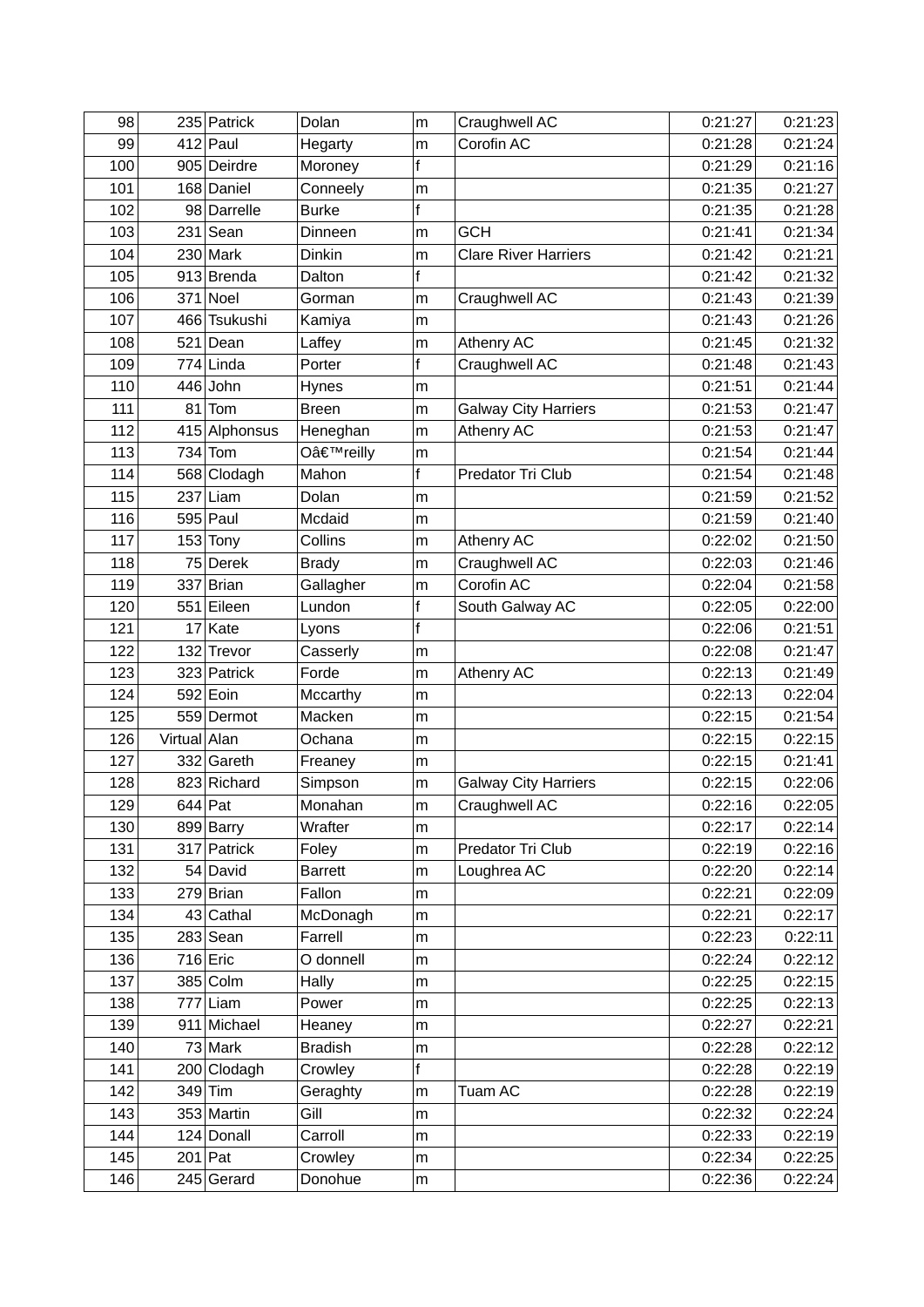| 98 | 235 | Patrick | Dolan | m | Craughwell AC | 0:21:27 | 0:21:23 |
|---|---|---|---|---|---|---|---|
| 99 | 412 | Paul | Hegarty | m | Corofin AC | 0:21:28 | 0:21:24 |
| 100 | 905 | Deirdre | Moroney | f | | 0:21:29 | 0:21:16 |
| 101 | 168 | Daniel | Conneely | m | | 0:21:35 | 0:21:27 |
| 102 | 98 | Darrelle | Burke | f | | 0:21:35 | 0:21:28 |
| 103 | 231 | Sean | Dinneen | m | GCH | 0:21:41 | 0:21:34 |
| 104 | 230 | Mark | Dinkin | m | Clare River Harriers | 0:21:42 | 0:21:21 |
| 105 | 913 | Brenda | Dalton | f | | 0:21:42 | 0:21:32 |
| 106 | 371 | Noel | Gorman | m | Craughwell AC | 0:21:43 | 0:21:39 |
| 107 | 466 | Tsukushi | Kamiya | m | | 0:21:43 | 0:21:26 |
| 108 | 521 | Dean | Laffey | m | Athenry AC | 0:21:45 | 0:21:32 |
| 109 | 774 | Linda | Porter | f | Craughwell AC | 0:21:48 | 0:21:43 |
| 110 | 446 | John | Hynes | m | | 0:21:51 | 0:21:44 |
| 111 | 81 | Tom | Breen | m | Galway City Harriers | 0:21:53 | 0:21:47 |
| 112 | 415 | Alphonsus | Heneghan | m | Athenry AC | 0:21:53 | 0:21:47 |
| 113 | 734 | Tom | Oâ€™reilly | m | | 0:21:54 | 0:21:44 |
| 114 | 568 | Clodagh | Mahon | f | Predator Tri Club | 0:21:54 | 0:21:48 |
| 115 | 237 | Liam | Dolan | m | | 0:21:59 | 0:21:52 |
| 116 | 595 | Paul | Mcdaid | m | | 0:21:59 | 0:21:40 |
| 117 | 153 | Tony | Collins | m | Athenry AC | 0:22:02 | 0:21:50 |
| 118 | 75 | Derek | Brady | m | Craughwell AC | 0:22:03 | 0:21:46 |
| 119 | 337 | Brian | Gallagher | m | Corofin AC | 0:22:04 | 0:21:58 |
| 120 | 551 | Eileen | Lundon | f | South Galway AC | 0:22:05 | 0:22:00 |
| 121 | 17 | Kate | Lyons | f | | 0:22:06 | 0:21:51 |
| 122 | 132 | Trevor | Casserly | m | | 0:22:08 | 0:21:47 |
| 123 | 323 | Patrick | Forde | m | Athenry AC | 0:22:13 | 0:21:49 |
| 124 | 592 | Eoin | Mccarthy | m | | 0:22:13 | 0:22:04 |
| 125 | 559 | Dermot | Macken | m | | 0:22:15 | 0:21:54 |
| 126 | Virtual | Alan | Ochana | m | | 0:22:15 | 0:22:15 |
| 127 | 332 | Gareth | Freaney | m | | 0:22:15 | 0:21:41 |
| 128 | 823 | Richard | Simpson | m | Galway City Harriers | 0:22:15 | 0:22:06 |
| 129 | 644 | Pat | Monahan | m | Craughwell AC | 0:22:16 | 0:22:05 |
| 130 | 899 | Barry | Wrafter | m | | 0:22:17 | 0:22:14 |
| 131 | 317 | Patrick | Foley | m | Predator Tri Club | 0:22:19 | 0:22:16 |
| 132 | 54 | David | Barrett | m | Loughrea AC | 0:22:20 | 0:22:14 |
| 133 | 279 | Brian | Fallon | m | | 0:22:21 | 0:22:09 |
| 134 | 43 | Cathal | McDonagh | m | | 0:22:21 | 0:22:17 |
| 135 | 283 | Sean | Farrell | m | | 0:22:23 | 0:22:11 |
| 136 | 716 | Eric | O donnell | m | | 0:22:24 | 0:22:12 |
| 137 | 385 | Colm | Hally | m | | 0:22:25 | 0:22:15 |
| 138 | 777 | Liam | Power | m | | 0:22:25 | 0:22:13 |
| 139 | 911 | Michael | Heaney | m | | 0:22:27 | 0:22:21 |
| 140 | 73 | Mark | Bradish | m | | 0:22:28 | 0:22:12 |
| 141 | 200 | Clodagh | Crowley | f | | 0:22:28 | 0:22:19 |
| 142 | 349 | Tim | Geraghty | m | Tuam AC | 0:22:28 | 0:22:19 |
| 143 | 353 | Martin | Gill | m | | 0:22:32 | 0:22:24 |
| 144 | 124 | Donall | Carroll | m | | 0:22:33 | 0:22:19 |
| 145 | 201 | Pat | Crowley | m | | 0:22:34 | 0:22:25 |
| 146 | 245 | Gerard | Donohue | m | | 0:22:36 | 0:22:24 |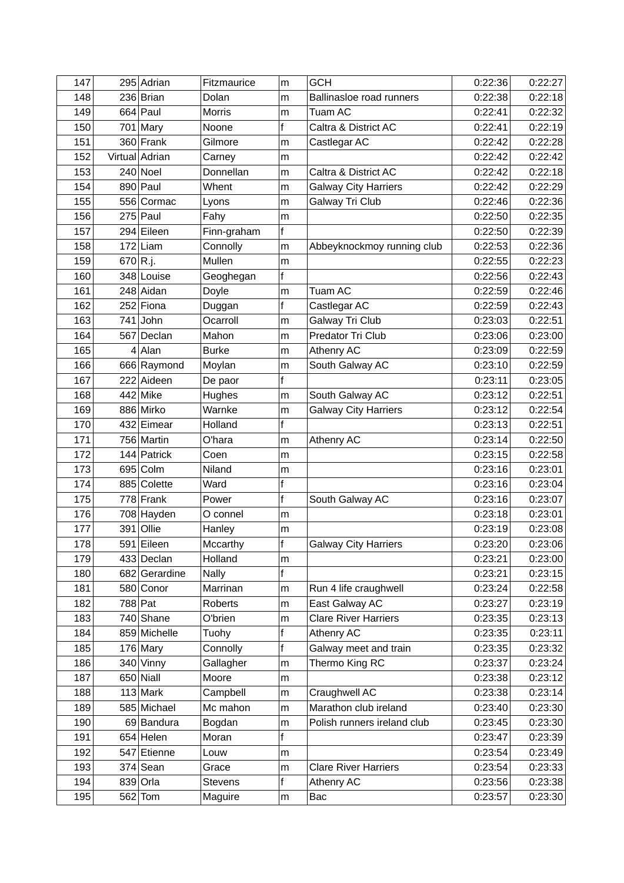| 147 | 295 | Adrian | Fitzmaurice | m | GCH | 0:22:36 | 0:22:27 |
|---|---|---|---|---|---|---|---|
| 148 | 236 | Brian | Dolan | m | Ballinasloe road runners | 0:22:38 | 0:22:18 |
| 149 | 664 | Paul | Morris | m | Tuam AC | 0:22:41 | 0:22:32 |
| 150 | 701 | Mary | Noone | f | Caltra & District AC | 0:22:41 | 0:22:19 |
| 151 | 360 | Frank | Gilmore | m | Castlegar AC | 0:22:42 | 0:22:28 |
| 152 | Virtual | Adrian | Carney | m | | 0:22:42 | 0:22:42 |
| 153 | 240 | Noel | Donnellan | m | Caltra & District AC | 0:22:42 | 0:22:18 |
| 154 | 890 | Paul | Whent | m | Galway City Harriers | 0:22:42 | 0:22:29 |
| 155 | 556 | Cormac | Lyons | m | Galway Tri Club | 0:22:46 | 0:22:36 |
| 156 | 275 | Paul | Fahy | m | | 0:22:50 | 0:22:35 |
| 157 | 294 | Eileen | Finn-graham | f | | 0:22:50 | 0:22:39 |
| 158 | 172 | Liam | Connolly | m | Abbeyknockmoy running club | 0:22:53 | 0:22:36 |
| 159 | 670 | R.j. | Mullen | m | | 0:22:55 | 0:22:23 |
| 160 | 348 | Louise | Geoghegan | f | | 0:22:56 | 0:22:43 |
| 161 | 248 | Aidan | Doyle | m | Tuam AC | 0:22:59 | 0:22:46 |
| 162 | 252 | Fiona | Duggan | f | Castlegar AC | 0:22:59 | 0:22:43 |
| 163 | 741 | John | Ocarroll | m | Galway Tri Club | 0:23:03 | 0:22:51 |
| 164 | 567 | Declan | Mahon | m | Predator Tri Club | 0:23:06 | 0:23:00 |
| 165 | 4 | Alan | Burke | m | Athenry AC | 0:23:09 | 0:22:59 |
| 166 | 666 | Raymond | Moylan | m | South Galway AC | 0:23:10 | 0:22:59 |
| 167 | 222 | Aideen | De paor | f | | 0:23:11 | 0:23:05 |
| 168 | 442 | Mike | Hughes | m | South Galway AC | 0:23:12 | 0:22:51 |
| 169 | 886 | Mirko | Warnke | m | Galway City Harriers | 0:23:12 | 0:22:54 |
| 170 | 432 | Eimear | Holland | f | | 0:23:13 | 0:22:51 |
| 171 | 756 | Martin | O'hara | m | Athenry AC | 0:23:14 | 0:22:50 |
| 172 | 144 | Patrick | Coen | m | | 0:23:15 | 0:22:58 |
| 173 | 695 | Colm | Niland | m | | 0:23:16 | 0:23:01 |
| 174 | 885 | Colette | Ward | f | | 0:23:16 | 0:23:04 |
| 175 | 778 | Frank | Power | f | South Galway AC | 0:23:16 | 0:23:07 |
| 176 | 708 | Hayden | O connel | m | | 0:23:18 | 0:23:01 |
| 177 | 391 | Ollie | Hanley | m | | 0:23:19 | 0:23:08 |
| 178 | 591 | Eileen | Mccarthy | f | Galway City Harriers | 0:23:20 | 0:23:06 |
| 179 | 433 | Declan | Holland | m | | 0:23:21 | 0:23:00 |
| 180 | 682 | Gerardine | Nally | f | | 0:23:21 | 0:23:15 |
| 181 | 580 | Conor | Marrinan | m | Run 4 life craughwell | 0:23:24 | 0:22:58 |
| 182 | 788 | Pat | Roberts | m | East Galway AC | 0:23:27 | 0:23:19 |
| 183 | 740 | Shane | O'brien | m | Clare River Harriers | 0:23:35 | 0:23:13 |
| 184 | 859 | Michelle | Tuohy | f | Athenry AC | 0:23:35 | 0:23:11 |
| 185 | 176 | Mary | Connolly | f | Galway meet and train | 0:23:35 | 0:23:32 |
| 186 | 340 | Vinny | Gallagher | m | Thermo King RC | 0:23:37 | 0:23:24 |
| 187 | 650 | Niall | Moore | m | | 0:23:38 | 0:23:12 |
| 188 | 113 | Mark | Campbell | m | Craughwell AC | 0:23:38 | 0:23:14 |
| 189 | 585 | Michael | Mc mahon | m | Marathon club ireland | 0:23:40 | 0:23:30 |
| 190 | 69 | Bandura | Bogdan | m | Polish runners ireland club | 0:23:45 | 0:23:30 |
| 191 | 654 | Helen | Moran | f | | 0:23:47 | 0:23:39 |
| 192 | 547 | Etienne | Louw | m | | 0:23:54 | 0:23:49 |
| 193 | 374 | Sean | Grace | m | Clare River Harriers | 0:23:54 | 0:23:33 |
| 194 | 839 | Orla | Stevens | f | Athenry AC | 0:23:56 | 0:23:38 |
| 195 | 562 | Tom | Maguire | m | Bac | 0:23:57 | 0:23:30 |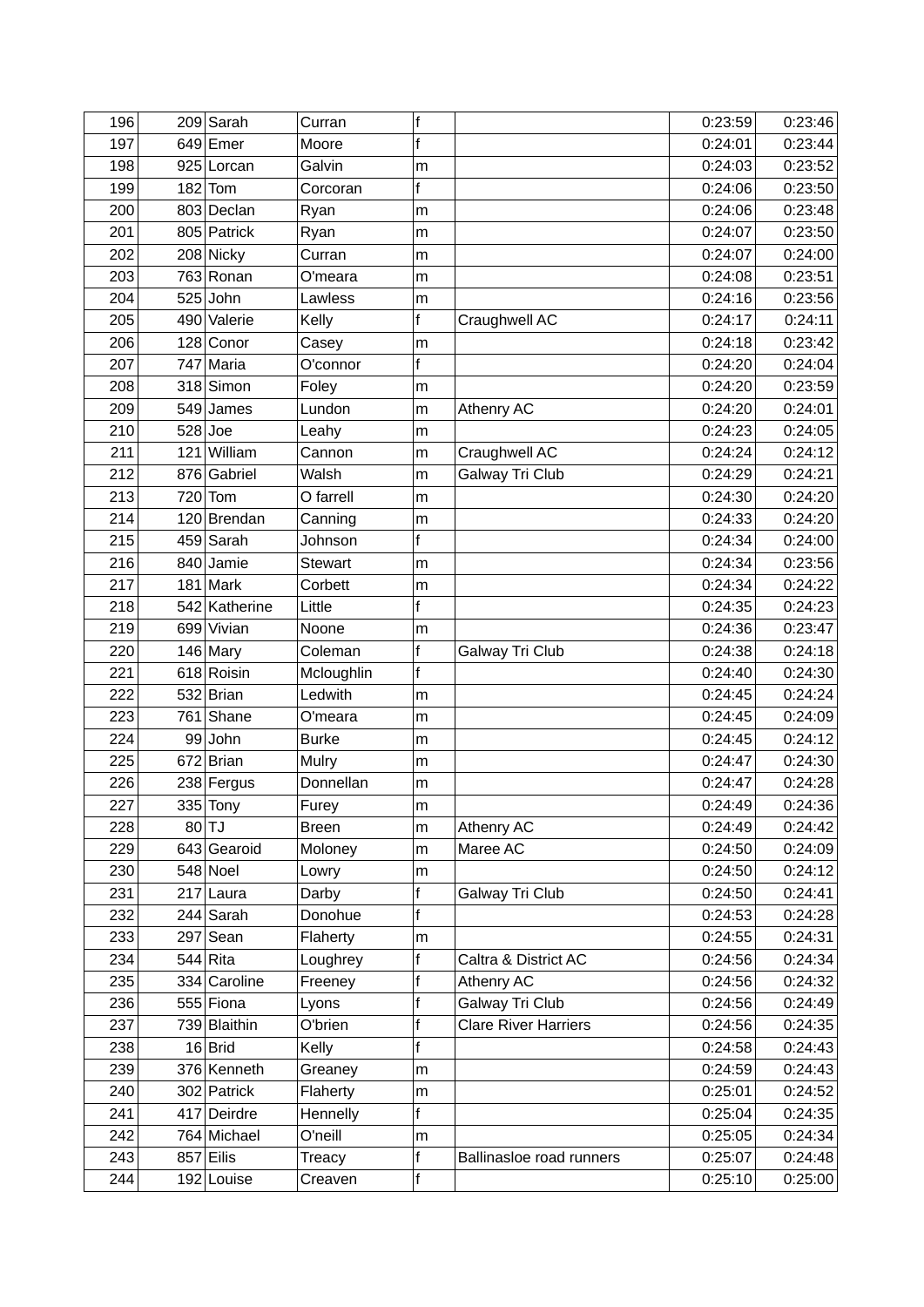| 196 | 209 | Sarah | Curran | f | | 0:23:59 | 0:23:46 |
|---|---|---|---|---|---|---|---|
| 197 | 649 | Emer | Moore | f | | 0:24:01 | 0:23:44 |
| 198 | 925 | Lorcan | Galvin | m | | 0:24:03 | 0:23:52 |
| 199 | 182 | Tom | Corcoran | f | | 0:24:06 | 0:23:50 |
| 200 | 803 | Declan | Ryan | m | | 0:24:06 | 0:23:48 |
| 201 | 805 | Patrick | Ryan | m | | 0:24:07 | 0:23:50 |
| 202 | 208 | Nicky | Curran | m | | 0:24:07 | 0:24:00 |
| 203 | 763 | Ronan | O'meara | m | | 0:24:08 | 0:23:51 |
| 204 | 525 | John | Lawless | m | | 0:24:16 | 0:23:56 |
| 205 | 490 | Valerie | Kelly | f | Craughwell AC | 0:24:17 | 0:24:11 |
| 206 | 128 | Conor | Casey | m | | 0:24:18 | 0:23:42 |
| 207 | 747 | Maria | O'connor | f | | 0:24:20 | 0:24:04 |
| 208 | 318 | Simon | Foley | m | | 0:24:20 | 0:23:59 |
| 209 | 549 | James | Lundon | m | Athenry AC | 0:24:20 | 0:24:01 |
| 210 | 528 | Joe | Leahy | m | | 0:24:23 | 0:24:05 |
| 211 | 121 | William | Cannon | m | Craughwell AC | 0:24:24 | 0:24:12 |
| 212 | 876 | Gabriel | Walsh | m | Galway Tri Club | 0:24:29 | 0:24:21 |
| 213 | 720 | Tom | O farrell | m | | 0:24:30 | 0:24:20 |
| 214 | 120 | Brendan | Canning | m | | 0:24:33 | 0:24:20 |
| 215 | 459 | Sarah | Johnson | f | | 0:24:34 | 0:24:00 |
| 216 | 840 | Jamie | Stewart | m | | 0:24:34 | 0:23:56 |
| 217 | 181 | Mark | Corbett | m | | 0:24:34 | 0:24:22 |
| 218 | 542 | Katherine | Little | f | | 0:24:35 | 0:24:23 |
| 219 | 699 | Vivian | Noone | m | | 0:24:36 | 0:23:47 |
| 220 | 146 | Mary | Coleman | f | Galway Tri Club | 0:24:38 | 0:24:18 |
| 221 | 618 | Roisin | Mcloughlin | f | | 0:24:40 | 0:24:30 |
| 222 | 532 | Brian | Ledwith | m | | 0:24:45 | 0:24:24 |
| 223 | 761 | Shane | O'meara | m | | 0:24:45 | 0:24:09 |
| 224 | 99 | John | Burke | m | | 0:24:45 | 0:24:12 |
| 225 | 672 | Brian | Mulry | m | | 0:24:47 | 0:24:30 |
| 226 | 238 | Fergus | Donnellan | m | | 0:24:47 | 0:24:28 |
| 227 | 335 | Tony | Furey | m | | 0:24:49 | 0:24:36 |
| 228 | 80 | TJ | Breen | m | Athenry AC | 0:24:49 | 0:24:42 |
| 229 | 643 | Gearoid | Moloney | m | Maree AC | 0:24:50 | 0:24:09 |
| 230 | 548 | Noel | Lowry | m | | 0:24:50 | 0:24:12 |
| 231 | 217 | Laura | Darby | f | Galway Tri Club | 0:24:50 | 0:24:41 |
| 232 | 244 | Sarah | Donohue | f | | 0:24:53 | 0:24:28 |
| 233 | 297 | Sean | Flaherty | m | | 0:24:55 | 0:24:31 |
| 234 | 544 | Rita | Loughrey | f | Caltra & District AC | 0:24:56 | 0:24:34 |
| 235 | 334 | Caroline | Freeney | f | Athenry AC | 0:24:56 | 0:24:32 |
| 236 | 555 | Fiona | Lyons | f | Galway Tri Club | 0:24:56 | 0:24:49 |
| 237 | 739 | Blaithin | O'brien | f | Clare River Harriers | 0:24:56 | 0:24:35 |
| 238 | 16 | Brid | Kelly | f | | 0:24:58 | 0:24:43 |
| 239 | 376 | Kenneth | Greaney | m | | 0:24:59 | 0:24:43 |
| 240 | 302 | Patrick | Flaherty | m | | 0:25:01 | 0:24:52 |
| 241 | 417 | Deirdre | Hennelly | f | | 0:25:04 | 0:24:35 |
| 242 | 764 | Michael | O'neill | m | | 0:25:05 | 0:24:34 |
| 243 | 857 | Eilis | Treacy | f | Ballinasloe road runners | 0:25:07 | 0:24:48 |
| 244 | 192 | Louise | Creaven | f | | 0:25:10 | 0:25:00 |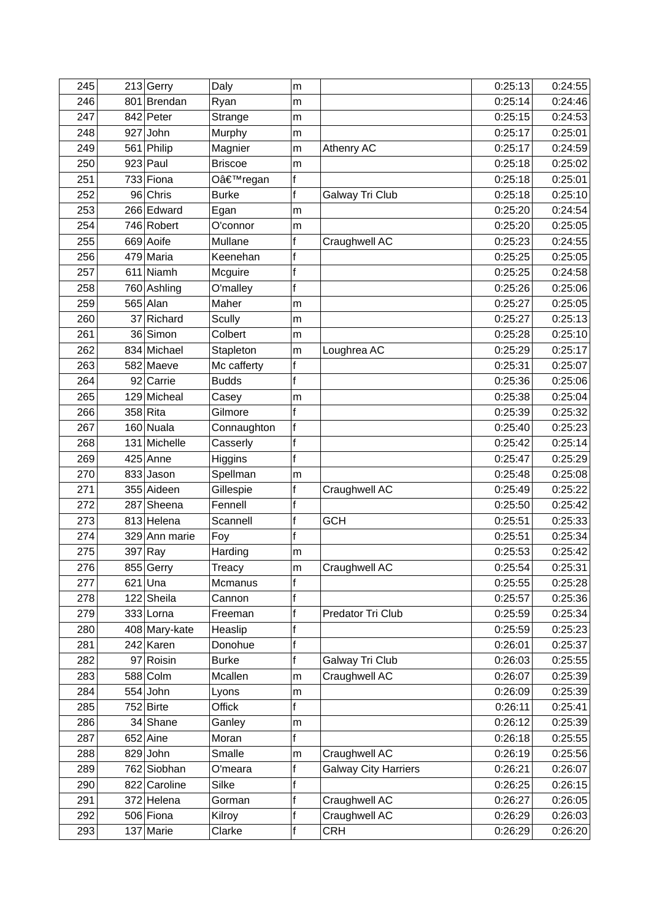| 245 | 213 | Gerry | Daly | m | | 0:25:13 | 0:24:55 |
|---|---|---|---|---|---|---|---|
| 246 | 801 | Brendan | Ryan | m | | 0:25:14 | 0:24:46 |
| 247 | 842 | Peter | Strange | m | | 0:25:15 | 0:24:53 |
| 248 | 927 | John | Murphy | m | | 0:25:17 | 0:25:01 |
| 249 | 561 | Philip | Magnier | m | Athenry AC | 0:25:17 | 0:24:59 |
| 250 | 923 | Paul | Briscoe | m | | 0:25:18 | 0:25:02 |
| 251 | 733 | Fiona | Oâ€™regan | f | | 0:25:18 | 0:25:01 |
| 252 | 96 | Chris | Burke | f | Galway Tri Club | 0:25:18 | 0:25:10 |
| 253 | 266 | Edward | Egan | m | | 0:25:20 | 0:24:54 |
| 254 | 746 | Robert | O'connor | m | | 0:25:20 | 0:25:05 |
| 255 | 669 | Aoife | Mullane | f | Craughwell AC | 0:25:23 | 0:24:55 |
| 256 | 479 | Maria | Keenehan | f | | 0:25:25 | 0:25:05 |
| 257 | 611 | Niamh | Mcguire | f | | 0:25:25 | 0:24:58 |
| 258 | 760 | Ashling | O'malley | f | | 0:25:26 | 0:25:06 |
| 259 | 565 | Alan | Maher | m | | 0:25:27 | 0:25:05 |
| 260 | 37 | Richard | Scully | m | | 0:25:27 | 0:25:13 |
| 261 | 36 | Simon | Colbert | m | | 0:25:28 | 0:25:10 |
| 262 | 834 | Michael | Stapleton | m | Loughrea AC | 0:25:29 | 0:25:17 |
| 263 | 582 | Maeve | Mc cafferty | f | | 0:25:31 | 0:25:07 |
| 264 | 92 | Carrie | Budds | f | | 0:25:36 | 0:25:06 |
| 265 | 129 | Micheal | Casey | m | | 0:25:38 | 0:25:04 |
| 266 | 358 | Rita | Gilmore | f | | 0:25:39 | 0:25:32 |
| 267 | 160 | Nuala | Connaughton | f | | 0:25:40 | 0:25:23 |
| 268 | 131 | Michelle | Casserly | f | | 0:25:42 | 0:25:14 |
| 269 | 425 | Anne | Higgins | f | | 0:25:47 | 0:25:29 |
| 270 | 833 | Jason | Spellman | m | | 0:25:48 | 0:25:08 |
| 271 | 355 | Aideen | Gillespie | f | Craughwell AC | 0:25:49 | 0:25:22 |
| 272 | 287 | Sheena | Fennell | f | | 0:25:50 | 0:25:42 |
| 273 | 813 | Helena | Scannell | f | GCH | 0:25:51 | 0:25:33 |
| 274 | 329 | Ann marie | Foy | f | | 0:25:51 | 0:25:34 |
| 275 | 397 | Ray | Harding | m | | 0:25:53 | 0:25:42 |
| 276 | 855 | Gerry | Treacy | m | Craughwell AC | 0:25:54 | 0:25:31 |
| 277 | 621 | Una | Mcmanus | f | | 0:25:55 | 0:25:28 |
| 278 | 122 | Sheila | Cannon | f | | 0:25:57 | 0:25:36 |
| 279 | 333 | Lorna | Freeman | f | Predator Tri Club | 0:25:59 | 0:25:34 |
| 280 | 408 | Mary-kate | Heaslip | f | | 0:25:59 | 0:25:23 |
| 281 | 242 | Karen | Donohue | f | | 0:26:01 | 0:25:37 |
| 282 | 97 | Roisin | Burke | f | Galway Tri Club | 0:26:03 | 0:25:55 |
| 283 | 588 | Colm | Mcallen | m | Craughwell AC | 0:26:07 | 0:25:39 |
| 284 | 554 | John | Lyons | m | | 0:26:09 | 0:25:39 |
| 285 | 752 | Birte | Offick | f | | 0:26:11 | 0:25:41 |
| 286 | 34 | Shane | Ganley | m | | 0:26:12 | 0:25:39 |
| 287 | 652 | Aine | Moran | f | | 0:26:18 | 0:25:55 |
| 288 | 829 | John | Smalle | m | Craughwell AC | 0:26:19 | 0:25:56 |
| 289 | 762 | Siobhan | O'meara | f | Galway City Harriers | 0:26:21 | 0:26:07 |
| 290 | 822 | Caroline | Silke | f | | 0:26:25 | 0:26:15 |
| 291 | 372 | Helena | Gorman | f | Craughwell AC | 0:26:27 | 0:26:05 |
| 292 | 506 | Fiona | Kilroy | f | Craughwell AC | 0:26:29 | 0:26:03 |
| 293 | 137 | Marie | Clarke | f | CRH | 0:26:29 | 0:26:20 |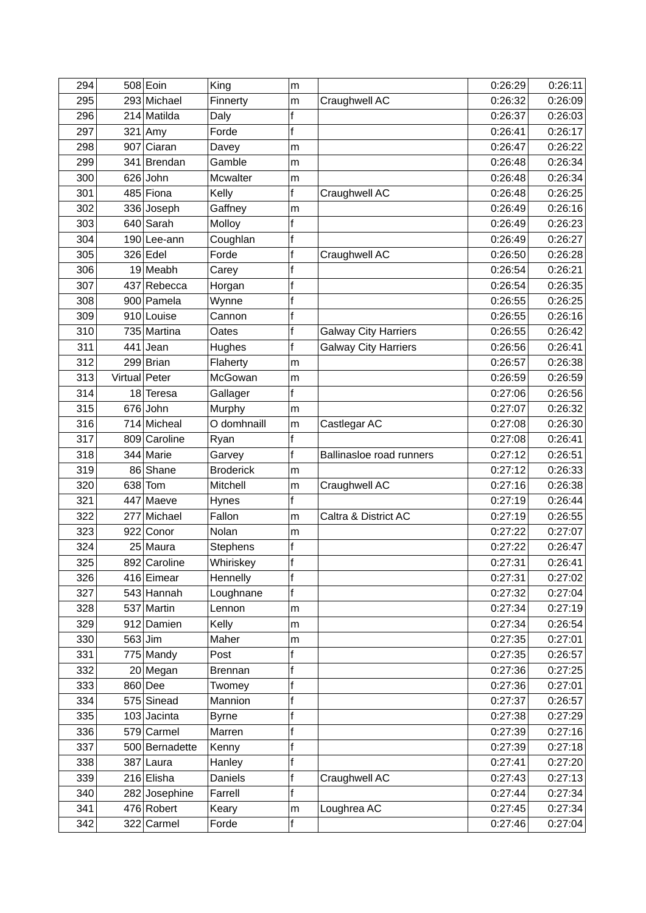| | | | | | | | |
|---|---|---|---|---|---|---|---|
| 294 | 508 | Eoin | King | m | | 0:26:29 | 0:26:11 |
| 295 | 293 | Michael | Finnerty | m | Craughwell AC | 0:26:32 | 0:26:09 |
| 296 | 214 | Matilda | Daly | f | | 0:26:37 | 0:26:03 |
| 297 | 321 | Amy | Forde | f | | 0:26:41 | 0:26:17 |
| 298 | 907 | Ciaran | Davey | m | | 0:26:47 | 0:26:22 |
| 299 | 341 | Brendan | Gamble | m | | 0:26:48 | 0:26:34 |
| 300 | 626 | John | Mcwalter | m | | 0:26:48 | 0:26:34 |
| 301 | 485 | Fiona | Kelly | f | Craughwell AC | 0:26:48 | 0:26:25 |
| 302 | 336 | Joseph | Gaffney | m | | 0:26:49 | 0:26:16 |
| 303 | 640 | Sarah | Molloy | f | | 0:26:49 | 0:26:23 |
| 304 | 190 | Lee-ann | Coughlan | f | | 0:26:49 | 0:26:27 |
| 305 | 326 | Edel | Forde | f | Craughwell AC | 0:26:50 | 0:26:28 |
| 306 | 19 | Meabh | Carey | f | | 0:26:54 | 0:26:21 |
| 307 | 437 | Rebecca | Horgan | f | | 0:26:54 | 0:26:35 |
| 308 | 900 | Pamela | Wynne | f | | 0:26:55 | 0:26:25 |
| 309 | 910 | Louise | Cannon | f | | 0:26:55 | 0:26:16 |
| 310 | 735 | Martina | Oates | f | Galway City Harriers | 0:26:55 | 0:26:42 |
| 311 | 441 | Jean | Hughes | f | Galway City Harriers | 0:26:56 | 0:26:41 |
| 312 | 299 | Brian | Flaherty | m | | 0:26:57 | 0:26:38 |
| 313 | Virtual | Peter | McGowan | m | | 0:26:59 | 0:26:59 |
| 314 | 18 | Teresa | Gallager | f | | 0:27:06 | 0:26:56 |
| 315 | 676 | John | Murphy | m | | 0:27:07 | 0:26:32 |
| 316 | 714 | Micheal | O domhnaill | m | Castlegar AC | 0:27:08 | 0:26:30 |
| 317 | 809 | Caroline | Ryan | f | | 0:27:08 | 0:26:41 |
| 318 | 344 | Marie | Garvey | f | Ballinasloe road runners | 0:27:12 | 0:26:51 |
| 319 | 86 | Shane | Broderick | m | | 0:27:12 | 0:26:33 |
| 320 | 638 | Tom | Mitchell | m | Craughwell AC | 0:27:16 | 0:26:38 |
| 321 | 447 | Maeve | Hynes | f | | 0:27:19 | 0:26:44 |
| 322 | 277 | Michael | Fallon | m | Caltra & District AC | 0:27:19 | 0:26:55 |
| 323 | 922 | Conor | Nolan | m | | 0:27:22 | 0:27:07 |
| 324 | 25 | Maura | Stephens | f | | 0:27:22 | 0:26:47 |
| 325 | 892 | Caroline | Whiriskey | f | | 0:27:31 | 0:26:41 |
| 326 | 416 | Eimear | Hennelly | f | | 0:27:31 | 0:27:02 |
| 327 | 543 | Hannah | Loughnane | f | | 0:27:32 | 0:27:04 |
| 328 | 537 | Martin | Lennon | m | | 0:27:34 | 0:27:19 |
| 329 | 912 | Damien | Kelly | m | | 0:27:34 | 0:26:54 |
| 330 | 563 | Jim | Maher | m | | 0:27:35 | 0:27:01 |
| 331 | 775 | Mandy | Post | f | | 0:27:35 | 0:26:57 |
| 332 | 20 | Megan | Brennan | f | | 0:27:36 | 0:27:25 |
| 333 | 860 | Dee | Twomey | f | | 0:27:36 | 0:27:01 |
| 334 | 575 | Sinead | Mannion | f | | 0:27:37 | 0:26:57 |
| 335 | 103 | Jacinta | Byrne | f | | 0:27:38 | 0:27:29 |
| 336 | 579 | Carmel | Marren | f | | 0:27:39 | 0:27:16 |
| 337 | 500 | Bernadette | Kenny | f | | 0:27:39 | 0:27:18 |
| 338 | 387 | Laura | Hanley | f | | 0:27:41 | 0:27:20 |
| 339 | 216 | Elisha | Daniels | f | Craughwell AC | 0:27:43 | 0:27:13 |
| 340 | 282 | Josephine | Farrell | f | | 0:27:44 | 0:27:34 |
| 341 | 476 | Robert | Keary | m | Loughrea AC | 0:27:45 | 0:27:34 |
| 342 | 322 | Carmel | Forde | f | | 0:27:46 | 0:27:04 |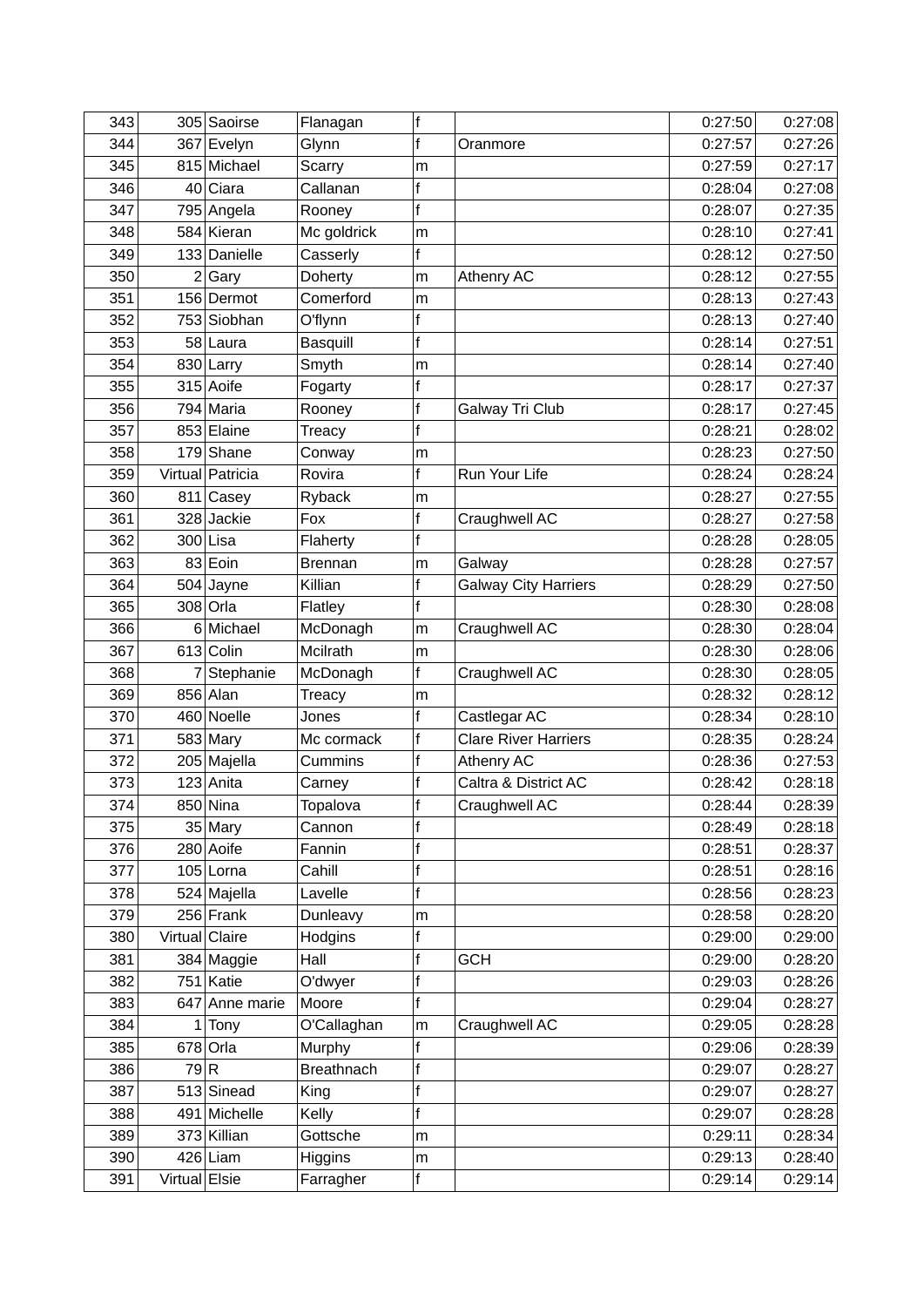| 343 | 305 | Saoirse | Flanagan | f | | 0:27:50 | 0:27:08 |
|---|---|---|---|---|---|---|---|
| 344 | 367 | Evelyn | Glynn | f | Oranmore | 0:27:57 | 0:27:26 |
| 345 | 815 | Michael | Scarry | m | | 0:27:59 | 0:27:17 |
| 346 | 40 | Ciara | Callanan | f | | 0:28:04 | 0:27:08 |
| 347 | 795 | Angela | Rooney | f | | 0:28:07 | 0:27:35 |
| 348 | 584 | Kieran | Mc goldrick | m | | 0:28:10 | 0:27:41 |
| 349 | 133 | Danielle | Casserly | f | | 0:28:12 | 0:27:50 |
| 350 | 2 | Gary | Doherty | m | Athenry AC | 0:28:12 | 0:27:55 |
| 351 | 156 | Dermot | Comerford | m | | 0:28:13 | 0:27:43 |
| 352 | 753 | Siobhan | O'flynn | f | | 0:28:13 | 0:27:40 |
| 353 | 58 | Laura | Basquill | f | | 0:28:14 | 0:27:51 |
| 354 | 830 | Larry | Smyth | m | | 0:28:14 | 0:27:40 |
| 355 | 315 | Aoife | Fogarty | f | | 0:28:17 | 0:27:37 |
| 356 | 794 | Maria | Rooney | f | Galway Tri Club | 0:28:17 | 0:27:45 |
| 357 | 853 | Elaine | Treacy | f | | 0:28:21 | 0:28:02 |
| 358 | 179 | Shane | Conway | m | | 0:28:23 | 0:27:50 |
| 359 | Virtual | Patricia | Rovira | f | Run Your Life | 0:28:24 | 0:28:24 |
| 360 | 811 | Casey | Ryback | m | | 0:28:27 | 0:27:55 |
| 361 | 328 | Jackie | Fox | f | Craughwell AC | 0:28:27 | 0:27:58 |
| 362 | 300 | Lisa | Flaherty | f | | 0:28:28 | 0:28:05 |
| 363 | 83 | Eoin | Brennan | m | Galway | 0:28:28 | 0:27:57 |
| 364 | 504 | Jayne | Killian | f | Galway City Harriers | 0:28:29 | 0:27:50 |
| 365 | 308 | Orla | Flatley | f | | 0:28:30 | 0:28:08 |
| 366 | 6 | Michael | McDonagh | m | Craughwell AC | 0:28:30 | 0:28:04 |
| 367 | 613 | Colin | Mcilrath | m | | 0:28:30 | 0:28:06 |
| 368 | 7 | Stephanie | McDonagh | f | Craughwell AC | 0:28:30 | 0:28:05 |
| 369 | 856 | Alan | Treacy | m | | 0:28:32 | 0:28:12 |
| 370 | 460 | Noelle | Jones | f | Castlegar AC | 0:28:34 | 0:28:10 |
| 371 | 583 | Mary | Mc cormack | f | Clare River Harriers | 0:28:35 | 0:28:24 |
| 372 | 205 | Majella | Cummins | f | Athenry AC | 0:28:36 | 0:27:53 |
| 373 | 123 | Anita | Carney | f | Caltra & District AC | 0:28:42 | 0:28:18 |
| 374 | 850 | Nina | Topalova | f | Craughwell AC | 0:28:44 | 0:28:39 |
| 375 | 35 | Mary | Cannon | f | | 0:28:49 | 0:28:18 |
| 376 | 280 | Aoife | Fannin | f | | 0:28:51 | 0:28:37 |
| 377 | 105 | Lorna | Cahill | f | | 0:28:51 | 0:28:16 |
| 378 | 524 | Majella | Lavelle | f | | 0:28:56 | 0:28:23 |
| 379 | 256 | Frank | Dunleavy | m | | 0:28:58 | 0:28:20 |
| 380 | Virtual | Claire | Hodgins | f | | 0:29:00 | 0:29:00 |
| 381 | 384 | Maggie | Hall | f | GCH | 0:29:00 | 0:28:20 |
| 382 | 751 | Katie | O'dwyer | f | | 0:29:03 | 0:28:26 |
| 383 | 647 | Anne marie | Moore | f | | 0:29:04 | 0:28:27 |
| 384 | 1 | Tony | O'Callaghan | m | Craughwell AC | 0:29:05 | 0:28:28 |
| 385 | 678 | Orla | Murphy | f | | 0:29:06 | 0:28:39 |
| 386 | 79 | R | Breathnach | f | | 0:29:07 | 0:28:27 |
| 387 | 513 | Sinead | King | f | | 0:29:07 | 0:28:27 |
| 388 | 491 | Michelle | Kelly | f | | 0:29:07 | 0:28:28 |
| 389 | 373 | Killian | Gottsche | m | | 0:29:11 | 0:28:34 |
| 390 | 426 | Liam | Higgins | m | | 0:29:13 | 0:28:40 |
| 391 | Virtual | Elsie | Farragher | f | | 0:29:14 | 0:29:14 |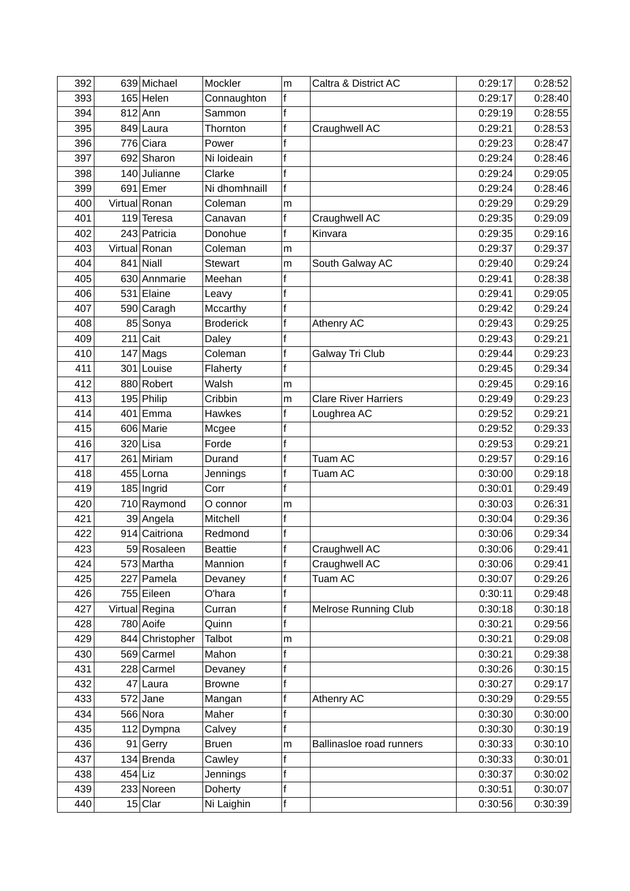| 392 | 639 | Michael | Mockler | m | Caltra & District AC | 0:29:17 | 0:28:52 |
|---|---|---|---|---|---|---|---|
| 393 | 165 | Helen | Connaughton | f | | 0:29:17 | 0:28:40 |
| 394 | 812 | Ann | Sammon | f | | 0:29:19 | 0:28:55 |
| 395 | 849 | Laura | Thornton | f | Craughwell AC | 0:29:21 | 0:28:53 |
| 396 | 776 | Ciara | Power | f | | 0:29:23 | 0:28:47 |
| 397 | 692 | Sharon | Ni loideain | f | | 0:29:24 | 0:28:46 |
| 398 | 140 | Julianne | Clarke | f | | 0:29:24 | 0:29:05 |
| 399 | 691 | Emer | Ni dhomhnaill | f | | 0:29:24 | 0:28:46 |
| 400 | Virtual | Ronan | Coleman | m | | 0:29:29 | 0:29:29 |
| 401 | 119 | Teresa | Canavan | f | Craughwell AC | 0:29:35 | 0:29:09 |
| 402 | 243 | Patricia | Donohue | f | Kinvara | 0:29:35 | 0:29:16 |
| 403 | Virtual | Ronan | Coleman | m | | 0:29:37 | 0:29:37 |
| 404 | 841 | Niall | Stewart | m | South Galway AC | 0:29:40 | 0:29:24 |
| 405 | 630 | Annmarie | Meehan | f | | 0:29:41 | 0:28:38 |
| 406 | 531 | Elaine | Leavy | f | | 0:29:41 | 0:29:05 |
| 407 | 590 | Caragh | Mccarthy | f | | 0:29:42 | 0:29:24 |
| 408 | 85 | Sonya | Broderick | f | Athenry AC | 0:29:43 | 0:29:25 |
| 409 | 211 | Cait | Daley | f | | 0:29:43 | 0:29:21 |
| 410 | 147 | Mags | Coleman | f | Galway Tri Club | 0:29:44 | 0:29:23 |
| 411 | 301 | Louise | Flaherty | f | | 0:29:45 | 0:29:34 |
| 412 | 880 | Robert | Walsh | m | | 0:29:45 | 0:29:16 |
| 413 | 195 | Philip | Cribbin | m | Clare River Harriers | 0:29:49 | 0:29:23 |
| 414 | 401 | Emma | Hawkes | f | Loughrea AC | 0:29:52 | 0:29:21 |
| 415 | 606 | Marie | Mcgee | f | | 0:29:52 | 0:29:33 |
| 416 | 320 | Lisa | Forde | f | | 0:29:53 | 0:29:21 |
| 417 | 261 | Miriam | Durand | f | Tuam AC | 0:29:57 | 0:29:16 |
| 418 | 455 | Lorna | Jennings | f | Tuam AC | 0:30:00 | 0:29:18 |
| 419 | 185 | Ingrid | Corr | f | | 0:30:01 | 0:29:49 |
| 420 | 710 | Raymond | O connor | m | | 0:30:03 | 0:26:31 |
| 421 | 39 | Angela | Mitchell | f | | 0:30:04 | 0:29:36 |
| 422 | 914 | Caitriona | Redmond | f | | 0:30:06 | 0:29:34 |
| 423 | 59 | Rosaleen | Beattie | f | Craughwell AC | 0:30:06 | 0:29:41 |
| 424 | 573 | Martha | Mannion | f | Craughwell AC | 0:30:06 | 0:29:41 |
| 425 | 227 | Pamela | Devaney | f | Tuam AC | 0:30:07 | 0:29:26 |
| 426 | 755 | Eileen | O'hara | f | | 0:30:11 | 0:29:48 |
| 427 | Virtual | Regina | Curran | f | Melrose Running Club | 0:30:18 | 0:30:18 |
| 428 | 780 | Aoife | Quinn | f | | 0:30:21 | 0:29:56 |
| 429 | 844 | Christopher | Talbot | m | | 0:30:21 | 0:29:08 |
| 430 | 569 | Carmel | Mahon | f | | 0:30:21 | 0:29:38 |
| 431 | 228 | Carmel | Devaney | f | | 0:30:26 | 0:30:15 |
| 432 | 47 | Laura | Browne | f | | 0:30:27 | 0:29:17 |
| 433 | 572 | Jane | Mangan | f | Athenry AC | 0:30:29 | 0:29:55 |
| 434 | 566 | Nora | Maher | f | | 0:30:30 | 0:30:00 |
| 435 | 112 | Dympna | Calvey | f | | 0:30:30 | 0:30:19 |
| 436 | 91 | Gerry | Bruen | m | Ballinasloe road runners | 0:30:33 | 0:30:10 |
| 437 | 134 | Brenda | Cawley | f | | 0:30:33 | 0:30:01 |
| 438 | 454 | Liz | Jennings | f | | 0:30:37 | 0:30:02 |
| 439 | 233 | Noreen | Doherty | f | | 0:30:51 | 0:30:07 |
| 440 | 15 | Clar | Ni Laighin | f | | 0:30:56 | 0:30:39 |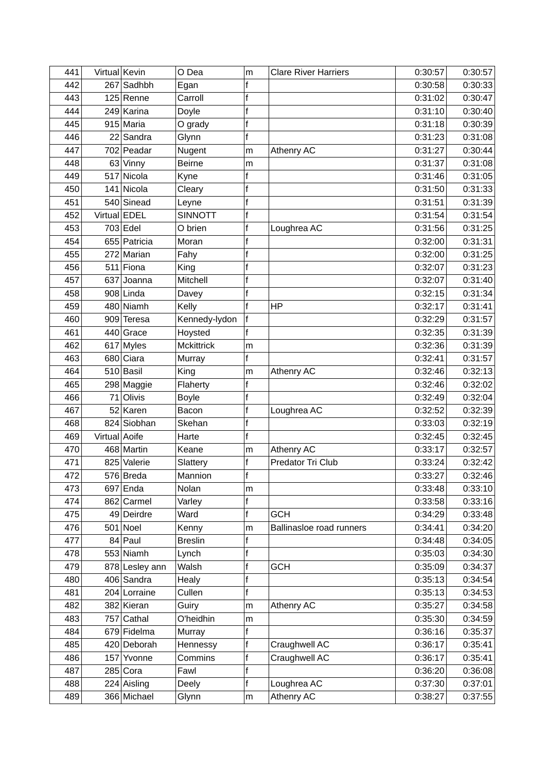| 441 | Virtual | Kevin | O Dea | m | Clare River Harriers | 0:30:57 | 0:30:57 |
|---|---|---|---|---|---|---|---|
| 442 | 267 | Sadhbh | Egan | f | | 0:30:58 | 0:30:33 |
| 443 | 125 | Renne | Carroll | f | | 0:31:02 | 0:30:47 |
| 444 | 249 | Karina | Doyle | f | | 0:31:10 | 0:30:40 |
| 445 | 915 | Maria | O grady | f | | 0:31:18 | 0:30:39 |
| 446 | 22 | Sandra | Glynn | f | | 0:31:23 | 0:31:08 |
| 447 | 702 | Peadar | Nugent | m | Athenry AC | 0:31:27 | 0:30:44 |
| 448 | 63 | Vinny | Beirne | m | | 0:31:37 | 0:31:08 |
| 449 | 517 | Nicola | Kyne | f | | 0:31:46 | 0:31:05 |
| 450 | 141 | Nicola | Cleary | f | | 0:31:50 | 0:31:33 |
| 451 | 540 | Sinead | Leyne | f | | 0:31:51 | 0:31:39 |
| 452 | Virtual | EDEL | SINNOTT | f | | 0:31:54 | 0:31:54 |
| 453 | 703 | Edel | O brien | f | Loughrea AC | 0:31:56 | 0:31:25 |
| 454 | 655 | Patricia | Moran | f | | 0:32:00 | 0:31:31 |
| 455 | 272 | Marian | Fahy | f | | 0:32:00 | 0:31:25 |
| 456 | 511 | Fiona | King | f | | 0:32:07 | 0:31:23 |
| 457 | 637 | Joanna | Mitchell | f | | 0:32:07 | 0:31:40 |
| 458 | 908 | Linda | Davey | f | | 0:32:15 | 0:31:34 |
| 459 | 480 | Niamh | Kelly | f | HP | 0:32:17 | 0:31:41 |
| 460 | 909 | Teresa | Kennedy-lydon | f | | 0:32:29 | 0:31:57 |
| 461 | 440 | Grace | Hoysted | f | | 0:32:35 | 0:31:39 |
| 462 | 617 | Myles | Mckittrick | m | | 0:32:36 | 0:31:39 |
| 463 | 680 | Ciara | Murray | f | | 0:32:41 | 0:31:57 |
| 464 | 510 | Basil | King | m | Athenry AC | 0:32:46 | 0:32:13 |
| 465 | 298 | Maggie | Flaherty | f | | 0:32:46 | 0:32:02 |
| 466 | 71 | Olivis | Boyle | f | | 0:32:49 | 0:32:04 |
| 467 | 52 | Karen | Bacon | f | Loughrea AC | 0:32:52 | 0:32:39 |
| 468 | 824 | Siobhan | Skehan | f | | 0:33:03 | 0:32:19 |
| 469 | Virtual | Aoife | Harte | f | | 0:32:45 | 0:32:45 |
| 470 | 468 | Martin | Keane | m | Athenry AC | 0:33:17 | 0:32:57 |
| 471 | 825 | Valerie | Slattery | f | Predator Tri Club | 0:33:24 | 0:32:42 |
| 472 | 576 | Breda | Mannion | f | | 0:33:27 | 0:32:46 |
| 473 | 697 | Enda | Nolan | m | | 0:33:48 | 0:33:10 |
| 474 | 862 | Carmel | Varley | f | | 0:33:58 | 0:33:16 |
| 475 | 49 | Deirdre | Ward | f | GCH | 0:34:29 | 0:33:48 |
| 476 | 501 | Noel | Kenny | m | Ballinasloe road runners | 0:34:41 | 0:34:20 |
| 477 | 84 | Paul | Breslin | f | | 0:34:48 | 0:34:05 |
| 478 | 553 | Niamh | Lynch | f | | 0:35:03 | 0:34:30 |
| 479 | 878 | Lesley ann | Walsh | f | GCH | 0:35:09 | 0:34:37 |
| 480 | 406 | Sandra | Healy | f | | 0:35:13 | 0:34:54 |
| 481 | 204 | Lorraine | Cullen | f | | 0:35:13 | 0:34:53 |
| 482 | 382 | Kieran | Guiry | m | Athenry AC | 0:35:27 | 0:34:58 |
| 483 | 757 | Cathal | O'heidhin | m | | 0:35:30 | 0:34:59 |
| 484 | 679 | Fidelma | Murray | f | | 0:36:16 | 0:35:37 |
| 485 | 420 | Deborah | Hennessy | f | Craughwell AC | 0:36:17 | 0:35:41 |
| 486 | 157 | Yvonne | Commins | f | Craughwell AC | 0:36:17 | 0:35:41 |
| 487 | 285 | Cora | Fawl | f | | 0:36:20 | 0:36:08 |
| 488 | 224 | Aisling | Deely | f | Loughrea AC | 0:37:30 | 0:37:01 |
| 489 | 366 | Michael | Glynn | m | Athenry AC | 0:38:27 | 0:37:55 |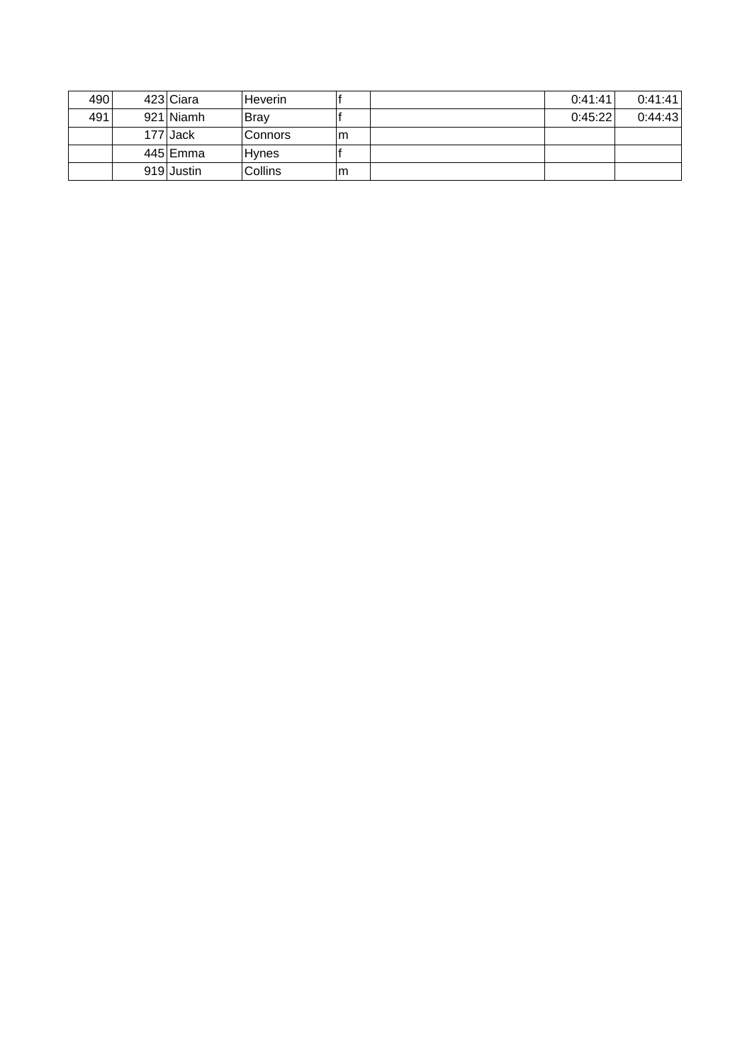| | | | | | | | |
|---|---|---|---|---|---|---|---|
| 490 | 423 | Ciara | Heverin | f | | 0:41:41 | 0:41:41 |
| 491 | 921 | Niamh | Bray | f | | 0:45:22 | 0:44:43 |
| | 177 | Jack | Connors | m | | | |
| | 445 | Emma | Hynes | f | | | |
| | 919 | Justin | Collins | m | | | |